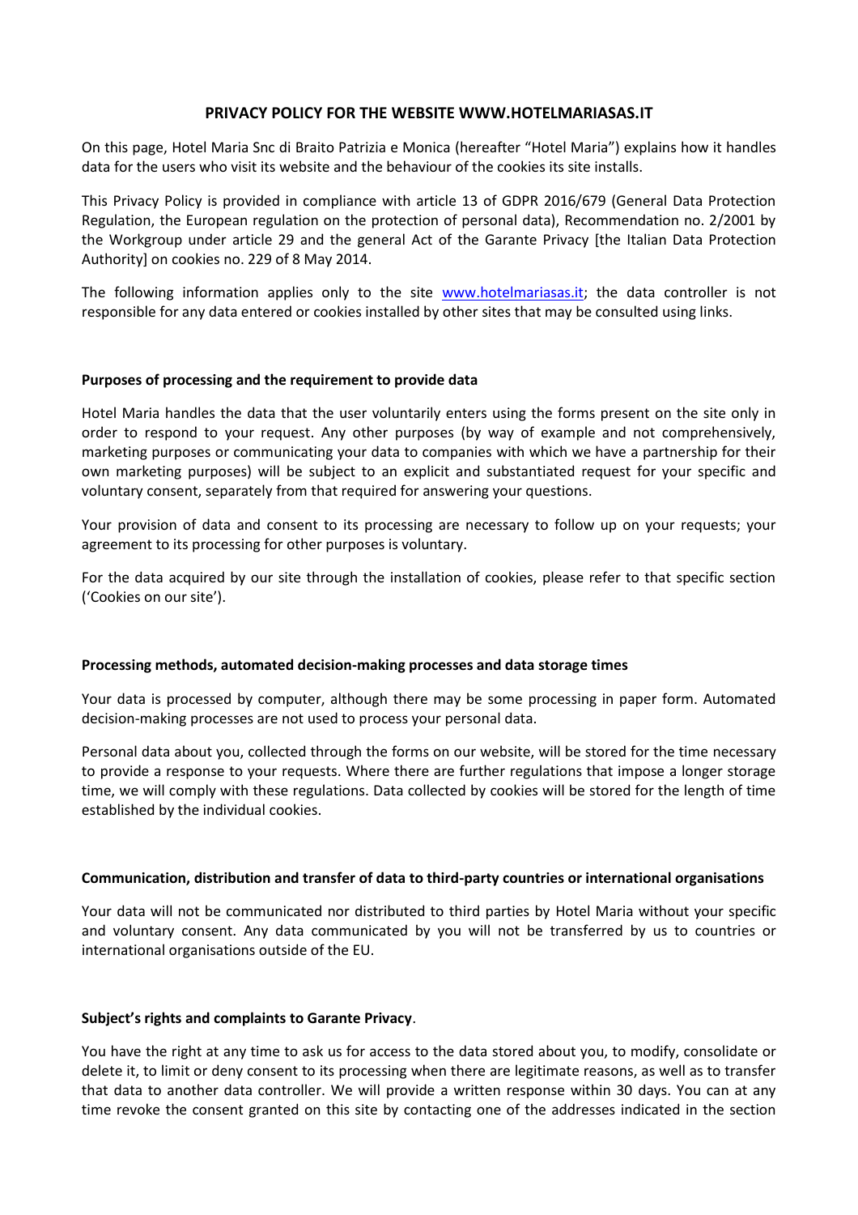# PRIVACY POLICY FOR THE WEBSITE WWW.HOTELMARIASAS.IT

On this page, Hotel Maria Snc di Braito Patrizia e Monica (hereafter "Hotel Maria") explains how it handles data for the users who visit its website and the behaviour of the cookies its site installs.

This Privacy Policy is provided in compliance with article 13 of GDPR 2016/679 (General Data Protection Regulation, the European regulation on the protection of personal data), Recommendation no. 2/2001 by the Workgroup under article 29 and the general Act of the Garante Privacy [the Italian Data Protection Authority] on cookies no. 229 of 8 May 2014.

The following information applies only to the site www.hotelmariasas.it; the data controller is not responsible for any data entered or cookies installed by other sites that may be consulted using links.

## Purposes of processing and the requirement to provide data

Hotel Maria handles the data that the user voluntarily enters using the forms present on the site only in order to respond to your request. Any other purposes (by way of example and not comprehensively, marketing purposes or communicating your data to companies with which we have a partnership for their own marketing purposes) will be subject to an explicit and substantiated request for your specific and voluntary consent, separately from that required for answering your questions.

Your provision of data and consent to its processing are necessary to follow up on your requests; your agreement to its processing for other purposes is voluntary.

For the data acquired by our site through the installation of cookies, please refer to that specific section ('Cookies on our site').

## Processing methods, automated decision-making processes and data storage times

Your data is processed by computer, although there may be some processing in paper form. Automated decision-making processes are not used to process your personal data.

Personal data about you, collected through the forms on our website, will be stored for the time necessary to provide a response to your requests. Where there are further regulations that impose a longer storage time, we will comply with these regulations. Data collected by cookies will be stored for the length of time established by the individual cookies.

## Communication, distribution and transfer of data to third-party countries or international organisations

Your data will not be communicated nor distributed to third parties by Hotel Maria without your specific and voluntary consent. Any data communicated by you will not be transferred by us to countries or international organisations outside of the EU.

## Subject's rights and complaints to Garante Privacy.

You have the right at any time to ask us for access to the data stored about you, to modify, consolidate or delete it, to limit or deny consent to its processing when there are legitimate reasons, as well as to transfer that data to another data controller. We will provide a written response within 30 days. You can at any time revoke the consent granted on this site by contacting one of the addresses indicated in the section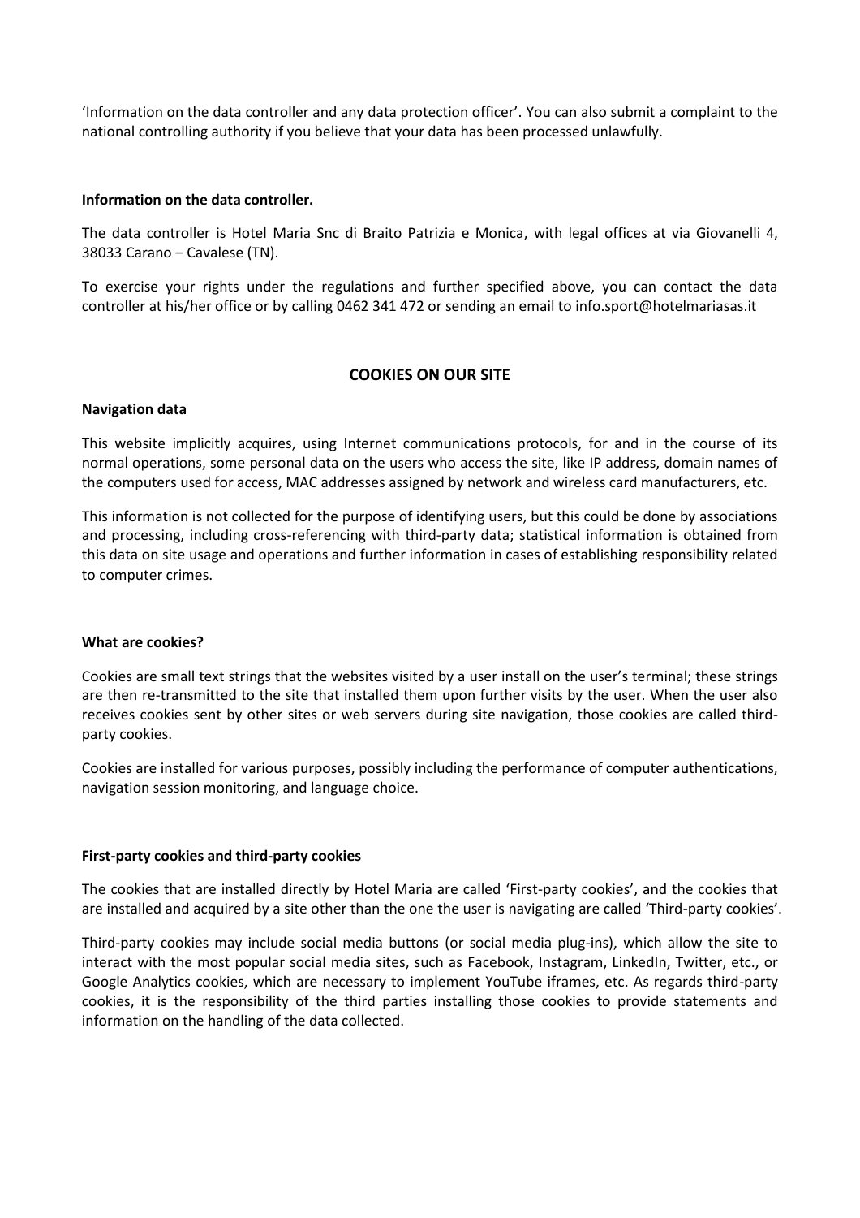'Information on the data controller and any data protection officer'. You can also submit a complaint to the national controlling authority if you believe that your data has been processed unlawfully.

**Information on the data controller.**

The data controller is Hotel Maria Snc di Braito Patrizia e Monica, with legal offices at via Giovanelli 4, 38033 Carano – Cavalese (TN).

To exercise your rights under the regulations and further specified above, you can contact the data controller at his/her office or by calling 0462 341 472 or sending an email to info.sport@hotelmariasas.it

## COOKIES ON OUR SITE

**Navigation data**

This website implicitly acquires, using Internet communications protocols, for and in the course of its normal operations, some personal data on the users who access the site, like IP address, domain names of the computers used for access, MAC addresses assigned by network and wireless card manufacturers, etc.

This information is not collected for the purpose of identifying users, but this could be done by associations and processing, including cross-referencing with third-party data; statistical information is obtained from this data on site usage and operations and further information in cases of establishing responsibility related to computer crimes.

**What are cookies?**

Cookies are small text strings that the websites visited by a user install on the user's terminal; these strings are then re-transmitted to the site that installed them upon further visits by the user. When the user also receives cookies sent by other sites or web servers during site navigation, those cookies are called third-party cookies.

Cookies are installed for various purposes, possibly including the performance of computer authentications, navigation session monitoring, and language choice.

**First-party cookies and third-party cookies**

The cookies that are installed directly by Hotel Maria are called 'First-party cookies', and the cookies that are installed and acquired by a site other than the one the user is navigating are called 'Third-party cookies'.

Third-party cookies may include social media buttons (or social media plug-ins), which allow the site to interact with the most popular social media sites, such as Facebook, Instagram, LinkedIn, Twitter, etc., or Google Analytics cookies, which are necessary to implement YouTube iframes, etc. As regards third-party cookies, it is the responsibility of the third parties installing those cookies to provide statements and information on the handling of the data collected.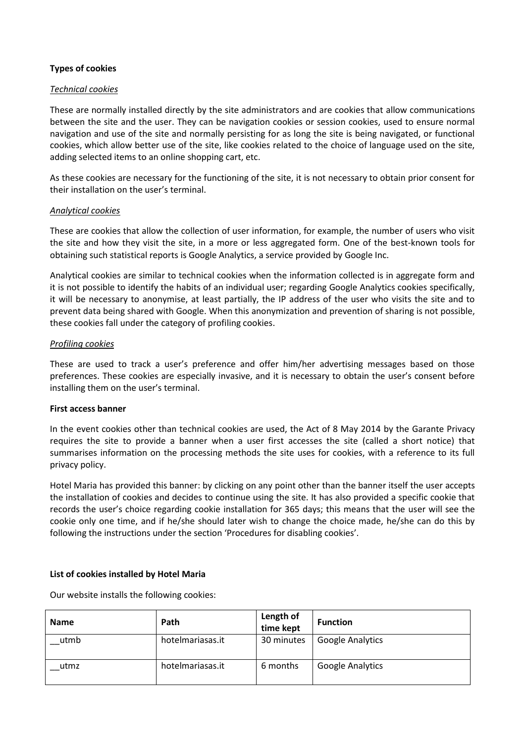**Types of cookies**

*Technical cookies*

These are normally installed directly by the site administrators and are cookies that allow communications between the site and the user. They can be navigation cookies or session cookies, used to ensure normal navigation and use of the site and normally persisting for as long the site is being navigated, or functional cookies, which allow better use of the site, like cookies related to the choice of language used on the site, adding selected items to an online shopping cart, etc.

As these cookies are necessary for the functioning of the site, it is not necessary to obtain prior consent for their installation on the user's terminal.

*Analytical cookies*

These are cookies that allow the collection of user information, for example, the number of users who visit the site and how they visit the site, in a more or less aggregated form. One of the best-known tools for obtaining such statistical reports is Google Analytics, a service provided by Google Inc.

Analytical cookies are similar to technical cookies when the information collected is in aggregate form and it is not possible to identify the habits of an individual user; regarding Google Analytics cookies specifically, it will be necessary to anonymise, at least partially, the IP address of the user who visits the site and to prevent data being shared with Google. When this anonymization and prevention of sharing is not possible, these cookies fall under the category of profiling cookies.

*Profiling cookies*

These are used to track a user's preference and offer him/her advertising messages based on those preferences. These cookies are especially invasive, and it is necessary to obtain the user's consent before installing them on the user's terminal.

**First access banner**

In the event cookies other than technical cookies are used, the Act of 8 May 2014 by the Garante Privacy requires the site to provide a banner when a user first accesses the site (called a short notice) that summarises information on the processing methods the site uses for cookies, with a reference to its full privacy policy.

Hotel Maria has provided this banner: by clicking on any point other than the banner itself the user accepts the installation of cookies and decides to continue using the site. It has also provided a specific cookie that records the user's choice regarding cookie installation for 365 days; this means that the user will see the cookie only one time, and if he/she should later wish to change the choice made, he/she can do this by following the instructions under the section 'Procedures for disabling cookies'.

**List of cookies installed by Hotel Maria**

Our website installs the following cookies:

| Name | Path | Length of time kept | Function |
| --- | --- | --- | --- |
| __utmb | hotelmariasas.it | 30 minutes | Google Analytics |
| __utmz | hotelmariasas.it | 6 months | Google Analytics |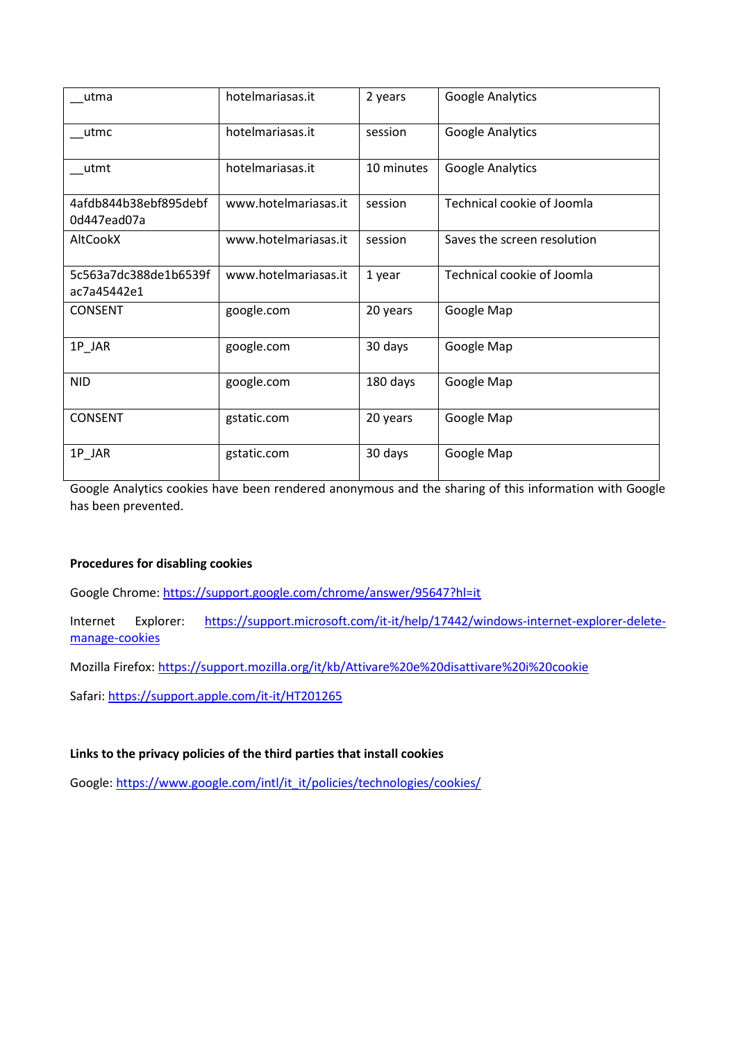| | | | |
|---|---|---|---|
| __utma | hotelmariasas.it | 2 years | Google Analytics |
| __utmc | hotelmariasas.it | session | Google Analytics |
| __utmt | hotelmariasas.it | 10 minutes | Google Analytics |
| 4afdb844b38ebf895debf0d447ead07a | www.hotelmariasas.it | session | Technical cookie of Joomla |
| AltCookX | www.hotelmariasas.it | session | Saves the screen resolution |
| 5c563a7dc388de1b6539fac7a45442e1 | www.hotelmariasas.it | 1 year | Technical cookie of Joomla |
| CONSENT | google.com | 20 years | Google Map |
| 1P_JAR | google.com | 30 days | Google Map |
| NID | google.com | 180 days | Google Map |
| CONSENT | gstatic.com | 20 years | Google Map |
| 1P_JAR | gstatic.com | 30 days | Google Map |

Google Analytics cookies have been rendered anonymous and the sharing of this information with Google has been prevented.

**Procedures for disabling cookies**

Google Chrome: https://support.google.com/chrome/answer/95647?hl=it

Internet Explorer: https://support.microsoft.com/it-it/help/17442/windows-internet-explorer-delete-manage-cookies

Mozilla Firefox: https://support.mozilla.org/it/kb/Attivare%20e%20disattivare%20i%20cookie

Safari: https://support.apple.com/it-it/HT201265

**Links to the privacy policies of the third parties that install cookies**

Google: https://www.google.com/intl/it_it/policies/technologies/cookies/